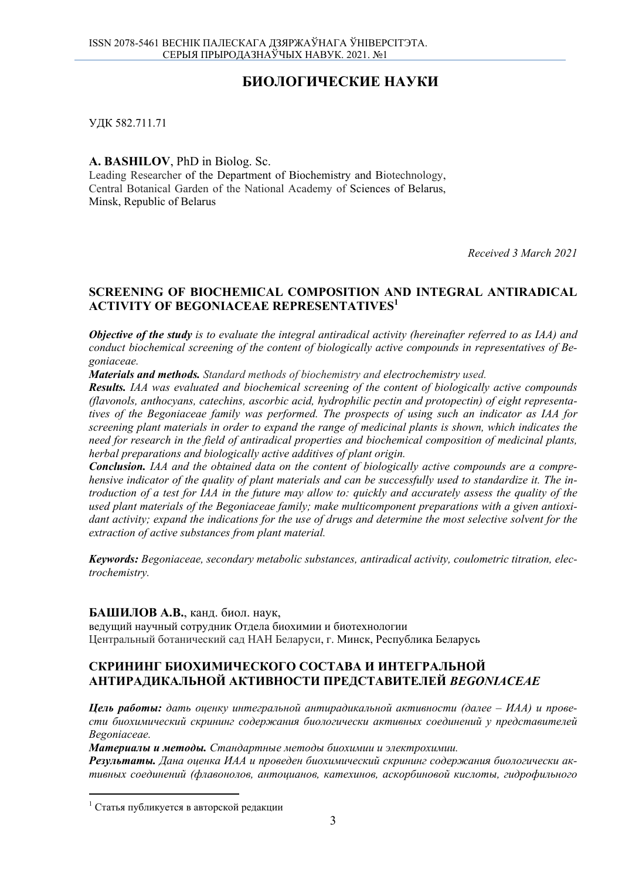# БИОЛОГИЧЕСКИЕ НАУКИ

УДК 582.711.71

**A. BASHILOV**, PhD in Biolog. Sc.
Leading Researcher of the Department of Biochemistry and Biotechnology,
Central Botanical Garden of the National Academy of Sciences of Belarus,
Minsk, Republic of Belarus

*Received 3 March 2021*

## SCREENING OF BIOCHEMICAL COMPOSITION AND INTEGRAL ANTIRADICAL ACTIVITY OF BEGONIACEAE REPRESENTATIVES[1]

***Objective of the study*** *is to evaluate the integral antiradical activity (hereinafter referred to as IAA) and conduct biochemical screening of the content of biologically active compounds in representatives of Begoniaceae.*

***Materials and methods.*** *Standard methods of biochemistry and electrochemistry used.*

***Results.*** *IAA was evaluated and biochemical screening of the content of biologically active compounds (flavonols, anthocyans, catechins, ascorbic acid, hydrophilic pectin and protopectin) of eight representatives of the Begoniaceae family was performed. The prospects of using such an indicator as IAA for screening plant materials in order to expand the range of medicinal plants is shown, which indicates the need for research in the field of antiradical properties and biochemical composition of medicinal plants, herbal preparations and biologically active additives of plant origin.*

***Conclusion.*** *IAA and the obtained data on the content of biologically active compounds are a comprehensive indicator of the quality of plant materials and can be successfully used to standardize it. The introduction of a test for IAA in the future may allow to: quickly and accurately assess the quality of the used plant materials of the Begoniaceae family; make multicomponent preparations with a given antioxidant activity; expand the indications for the use of drugs and determine the most selective solvent for the extraction of active substances from plant material.*

***Keywords:*** *Begoniaceae, secondary metabolic substances, antiradical activity, coulometric titration, electrochemistry.*

**БАШИЛОВ А.В.**, канд. биол. наук,
ведущий научный сотрудник Отдела биохимии и биотехнологии
Центральный ботанический сад НАН Беларуси, г. Минск, Республика Беларусь

## СКРИНИНГ БИОХИМИЧЕСКОГО СОСТАВА И ИНТЕГРАЛЬНОЙ АНТИРАДИКАЛЬНОЙ АКТИВНОСТИ ПРЕДСТАВИТЕЛЕЙ *BEGONIACEAE*

***Цель работы:*** *дать оценку интегральной антирадикальной активности (далее – ИАА) и провести биохимический скрининг содержания биологически активных соединений у представителей Begoniaceae.*

***Материалы и методы.*** *Стандартные методы биохимии и электрохимии.*

***Результаты.*** *Дана оценка ИАА и проведен биохимический скрининг содержания биологически активных соединений (флавонолов, антоцианов, катехинов, аскорбиновой кислоты, гидрофильного*

[1] Статья публикуется в авторской редакции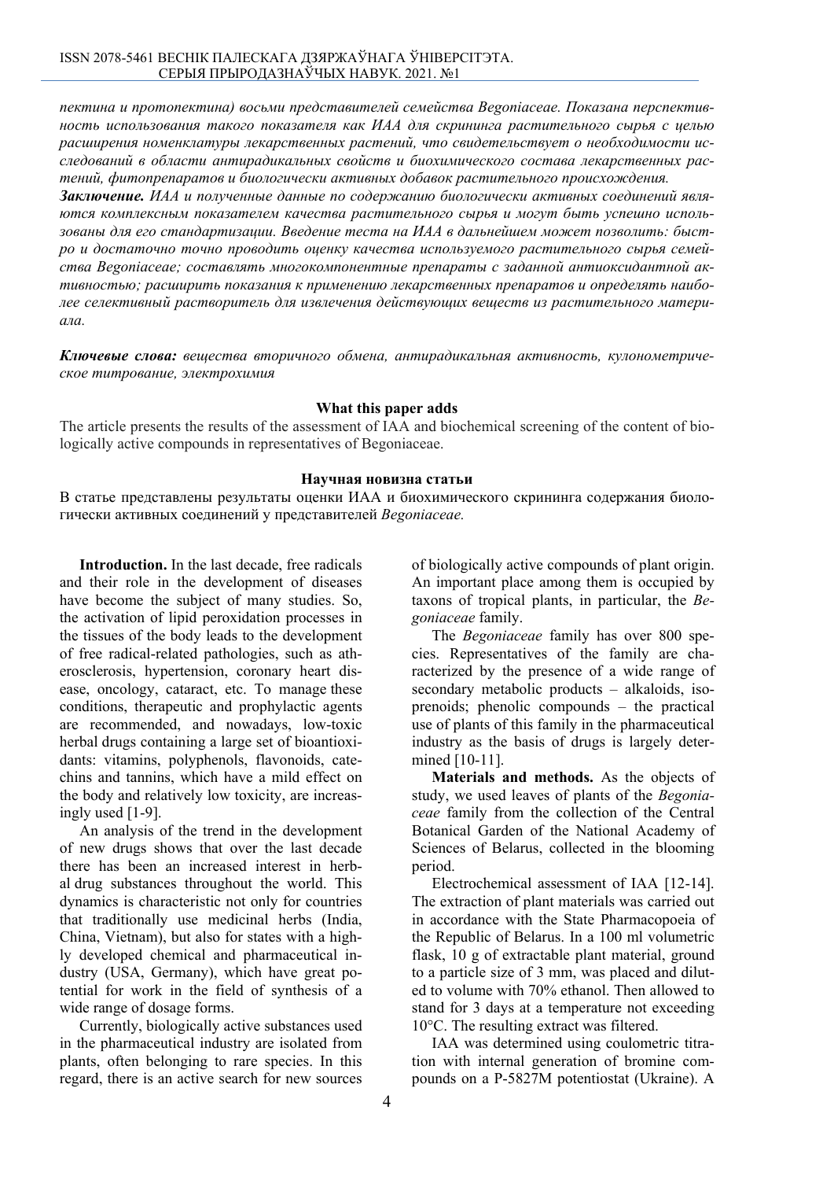*пектина и протопектина) восьми представителей семейства Begoniaceae. Показана перспективность использования такого показателя как ИАА для скрининга растительного сырья с целью расширения номенклатуры лекарственных растений, что свидетельствует о необходимости исследований в области антирадикальных свойств и биохимического состава лекарственных растений, фитопрепаратов и биологически активных добавок растительного происхождения.*

***Заключение.*** *ИАА и полученные данные по содержанию биологически активных соединений являются комплексным показателем качества растительного сырья и могут быть успешно использованы для его стандартизации. Введение теста на ИАА в дальнейшем может позволить: быстро и достаточно точно проводить оценку качества используемого растительного сырья семейства Begoniaceae; составлять многокомпонентные препараты с заданной антиоксидантной активностью; расширить показания к применению лекарственных препаратов и определять наиболее селективный растворитель для извлечения действующих веществ из растительного материала.*

***Ключевые слова:*** *вещества вторичного обмена, антирадикальная активность, кулонометрическое титрование, электрохимия*

**What this paper adds**

The article presents the results of the assessment of IAA and biochemical screening of the content of biologically active compounds in representatives of Begoniaceae.

**Научная новизна статьи**

В статье представлены результаты оценки ИАА и биохимического скрининга содержания биологически активных соединений у представителей *Begoniaceae.*

**Introduction.** In the last decade, free radicals and their role in the development of diseases have become the subject of many studies. So, the activation of lipid peroxidation processes in the tissues of the body leads to the development of free radical-related pathologies, such as atherosclerosis, hypertension, coronary heart disease, oncology, cataract, etc. To manage these conditions, therapeutic and prophylactic agents are recommended, and nowadays, low-toxic herbal drugs containing a large set of bioantioxidants: vitamins, polyphenols, flavonoids, catechins and tannins, which have a mild effect on the body and relatively low toxicity, are increasingly used [1-9].

An analysis of the trend in the development of new drugs shows that over the last decade there has been an increased interest in herbal drug substances throughout the world. This dynamics is characteristic not only for countries that traditionally use medicinal herbs (India, China, Vietnam), but also for states with a highly developed chemical and pharmaceutical industry (USA, Germany), which have great potential for work in the field of synthesis of a wide range of dosage forms.

Currently, biologically active substances used in the pharmaceutical industry are isolated from plants, often belonging to rare species. In this regard, there is an active search for new sources of biologically active compounds of plant origin. An important place among them is occupied by taxons of tropical plants, in particular, the *Begoniaceae* family.

The *Begoniaceae* family has over 800 species. Representatives of the family are characterized by the presence of a wide range of secondary metabolic products – alkaloids, isoprenoids; phenolic compounds – the practical use of plants of this family in the pharmaceutical industry as the basis of drugs is largely determined [10-11].

**Materials and methods.** As the objects of study, we used leaves of plants of the *Begoniaceae* family from the collection of the Central Botanical Garden of the National Academy of Sciences of Belarus, collected in the blooming period.

Electrochemical assessment of IAA [12-14]. The extraction of plant materials was carried out in accordance with the State Pharmacopoeia of the Republic of Belarus. In a 100 ml volumetric flask, 10 g of extractable plant material, ground to a particle size of 3 mm, was placed and diluted to volume with 70% ethanol. Then allowed to stand for 3 days at a temperature not exceeding 10°C. The resulting extract was filtered.

IAA was determined using coulometric titration with internal generation of bromine compounds on a P-5827M potentiostat (Ukraine). A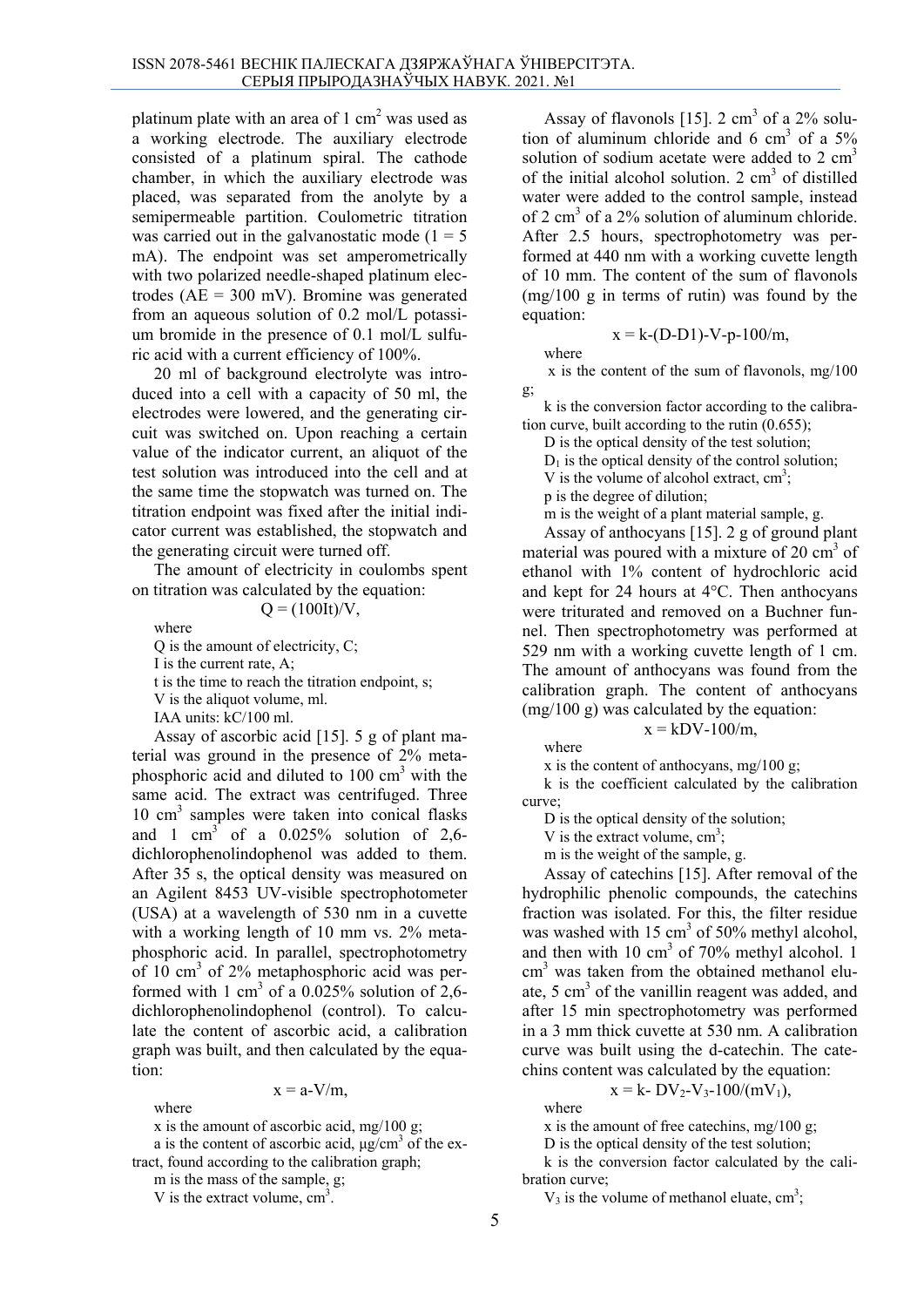platinum plate with an area of 1 $cm^2$ was used as a working electrode. The auxiliary electrode consisted of a platinum spiral. The cathode chamber, in which the auxiliary electrode was placed, was separated from the anolyte by a semipermeable partition. Coulometric titration was carried out in the galvanostatic mode (1 = 5 mA). The endpoint was set amperometrically with two polarized needle-shaped platinum electrodes (AE = 300 mV). Bromine was generated from an aqueous solution of 0.2 mol/L potassium bromide in the presence of 0.1 mol/L sulfuric acid with a current efficiency of 100%.

20 ml of background electrolyte was introduced into a cell with a capacity of 50 ml, the electrodes were lowered, and the generating circuit was switched on. Upon reaching a certain value of the indicator current, an aliquot of the test solution was introduced into the cell and at the same time the stopwatch was turned on. The titration endpoint was fixed after the initial indicator current was established, the stopwatch and the generating circuit were turned off.

The amount of electricity in coulombs spent on titration was calculated by the equation:

$$Q = (100It)/V,$$

where

Q is the amount of electricity, C;

I is the current rate, A;

t is the time to reach the titration endpoint, s;

V is the aliquot volume, ml.

IAA units: kC/100 ml.

Assay of ascorbic acid [15]. 5 g of plant material was ground in the presence of 2% metaphosphoric acid and diluted to 100 $cm^3$ with the same acid. The extract was centrifuged. Three 10 $cm^3$ samples were taken into conical flasks and 1 $cm^3$ of a 0.025% solution of 2,6-dichlorophenolindophenol was added to them. After 35 s, the optical density was measured on an Agilent 8453 UV-visible spectrophotometer (USA) at a wavelength of 530 nm in a cuvette with a working length of 10 mm vs. 2% metaphosphoric acid. In parallel, spectrophotometry of 10 $cm^3$ of 2% metaphosphoric acid was performed with 1 $cm^3$ of a 0.025% solution of 2,6-dichlorophenolindophenol (control). To calculate the content of ascorbic acid, a calibration graph was built, and then calculated by the equation:

$$x = a \cdot V/m,$$

where

x is the amount of ascorbic acid, mg/100 g;

a is the content of ascorbic acid, μg/$cm^3$ of the extract, found according to the calibration graph;

m is the mass of the sample, g;

V is the extract volume, $cm^3$.

Assay of flavonols [15]. 2 $cm^3$ of a 2% solution of aluminum chloride and 6 $cm^3$ of a 5% solution of sodium acetate were added to 2 $cm^3$ of the initial alcohol solution. 2 $cm^3$ of distilled water were added to the control sample, instead of 2 $cm^3$ of a 2% solution of aluminum chloride. After 2.5 hours, spectrophotometry was performed at 440 nm with a working cuvette length of 10 mm. The content of the sum of flavonols (mg/100 g in terms of rutin) was found by the equation:

$$x = k \cdot (D - D1) \cdot V \cdot p \cdot 100/m,$$

where

x is the content of the sum of flavonols, mg/100 g;

k is the conversion factor according to the calibration curve, built according to the rutin (0.655);

D is the optical density of the test solution;

$D_1$ is the optical density of the control solution;

V is the volume of alcohol extract, $cm^3$;

p is the degree of dilution;

m is the weight of a plant material sample, g.

Assay of anthocyans [15]. 2 g of ground plant material was poured with a mixture of 20 $cm^3$ of ethanol with 1% content of hydrochloric acid and kept for 24 hours at 4°C. Then anthocyans were triturated and removed on a Buchner funnel. Then spectrophotometry was performed at 529 nm with a working cuvette length of 1 cm. The amount of anthocyans was found from the calibration graph. The content of anthocyans (mg/100 g) was calculated by the equation:

$$x = kDV \cdot 100/m,$$

where

x is the content of anthocyans, mg/100 g;

k is the coefficient calculated by the calibration curve;

D is the optical density of the solution;

V is the extract volume, $cm^3$;

m is the weight of the sample, g.

Assay of catechins [15]. After removal of the hydrophilic phenolic compounds, the catechins fraction was isolated. For this, the filter residue was washed with 15 $cm^3$ of 50% methyl alcohol, and then with 10 $cm^3$ of 70% methyl alcohol. 1 $cm^3$ was taken from the obtained methanol eluate, 5 $cm^3$ of the vanillin reagent was added, and after 15 min spectrophotometry was performed in a 3 mm thick cuvette at 530 nm. A calibration curve was built using the d-catechin. The catechins content was calculated by the equation:

$$x = k \cdot DV_2 \cdot V_3 \cdot 100/(mV_1),$$

where

x is the amount of free catechins, mg/100 g;

D is the optical density of the test solution;

k is the conversion factor calculated by the calibration curve;

$V_3$ is the volume of methanol eluate, $cm^3$;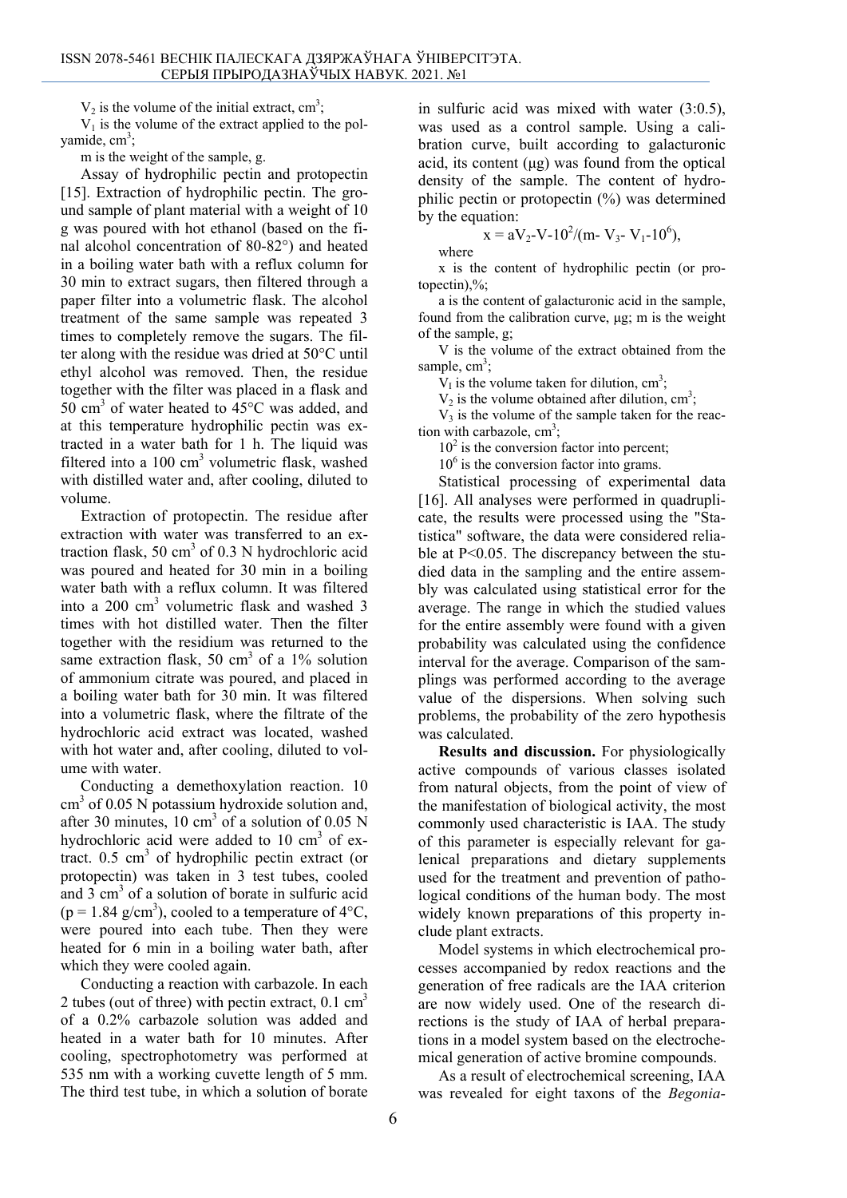$V_2$ is the volume of the initial extract, $cm^3$;

$V_1$ is the volume of the extract applied to the polyamide, $cm^3$;

m is the weight of the sample, g.

Assay of hydrophilic pectin and protopectin [15]. Extraction of hydrophilic pectin. The ground sample of plant material with a weight of 10 g was poured with hot ethanol (based on the final alcohol concentration of 80-82°) and heated in a boiling water bath with a reflux column for 30 min to extract sugars, then filtered through a paper filter into a volumetric flask. The alcohol treatment of the same sample was repeated 3 times to completely remove the sugars. The filter along with the residue was dried at 50°C until ethyl alcohol was removed. Then, the residue together with the filter was placed in a flask and 50 $cm^3$ of water heated to 45°C was added, and at this temperature hydrophilic pectin was extracted in a water bath for 1 h. The liquid was filtered into a 100 $cm^3$ volumetric flask, washed with distilled water and, after cooling, diluted to volume.

Extraction of protopectin. The residue after extraction with water was transferred to an extraction flask, 50 $cm^3$ of 0.3 N hydrochloric acid was poured and heated for 30 min in a boiling water bath with a reflux column. It was filtered into a 200 $cm^3$ volumetric flask and washed 3 times with hot distilled water. Then the filter together with the residium was returned to the same extraction flask, 50 $cm^3$ of a 1% solution of ammonium citrate was poured, and placed in a boiling water bath for 30 min. It was filtered into a volumetric flask, where the filtrate of the hydrochloric acid extract was located, washed with hot water and, after cooling, diluted to volume with water.

Conducting a demethoxylation reaction. 10 $cm^3$ of 0.05 N potassium hydroxide solution and, after 30 minutes, 10 $cm^3$ of a solution of 0.05 N hydrochloric acid were added to 10 $cm^3$ of extract. 0.5 $cm^3$ of hydrophilic pectin extract (or protopectin) was taken in 3 test tubes, cooled and 3 $cm^3$ of a solution of borate in sulfuric acid ($\rho = 1.84$ g/$cm^3$), cooled to a temperature of 4°C, were poured into each tube. Then they were heated for 6 min in a boiling water bath, after which they were cooled again.

Conducting a reaction with carbazole. In each 2 tubes (out of three) with pectin extract, 0.1 $cm^3$ of a 0.2% carbazole solution was added and heated in a water bath for 10 minutes. After cooling, spectrophotometry was performed at 535 nm with a working cuvette length of 5 mm. The third test tube, in which a solution of borate in sulfuric acid was mixed with water (3:0.5), was used as a control sample. Using a calibration curve, built according to galacturonic acid, its content (μg) was found from the optical density of the sample. The content of hydrophilic pectin or protopectin (%) was determined by the equation:

$$x = aV_2 \cdot V \cdot 10^2/(m \cdot V_3 \cdot V_1 \cdot 10^6),$$

where

x is the content of hydrophilic pectin (or protopectin),%;

a is the content of galacturonic acid in the sample, found from the calibration curve, μg; m is the weight of the sample, g;

V is the volume of the extract obtained from the sample, $cm^3$;

$V_1$ is the volume taken for dilution, $cm^3$;

$V_2$ is the volume obtained after dilution, $cm^3$;

$V_3$ is the volume of the sample taken for the reaction with carbazole, $cm^3$;

$10^2$ is the conversion factor into percent;

$10^6$ is the conversion factor into grams.

Statistical processing of experimental data [16]. All analyses were performed in quadruplicate, the results were processed using the "Statistica" software, the data were considered reliable at $P<0.05$. The discrepancy between the studied data in the sampling and the entire assembly was calculated using statistical error for the average. The range in which the studied values for the entire assembly were found with a given probability was calculated using the confidence interval for the average. Comparison of the samplings was performed according to the average value of the dispersions. When solving such problems, the probability of the zero hypothesis was calculated.

**Results and discussion.** For physiologically active compounds of various classes isolated from natural objects, from the point of view of the manifestation of biological activity, the most commonly used characteristic is IAA. The study of this parameter is especially relevant for galenical preparations and dietary supplements used for the treatment and prevention of pathological conditions of the human body. The most widely known preparations of this property include plant extracts.

Model systems in which electrochemical processes accompanied by redox reactions and the generation of free radicals are the IAA criterion are now widely used. One of the research directions is the study of IAA of herbal preparations in a model system based on the electrochemical generation of active bromine compounds.

As a result of electrochemical screening, IAA was revealed for eight taxons of the *Begonia*-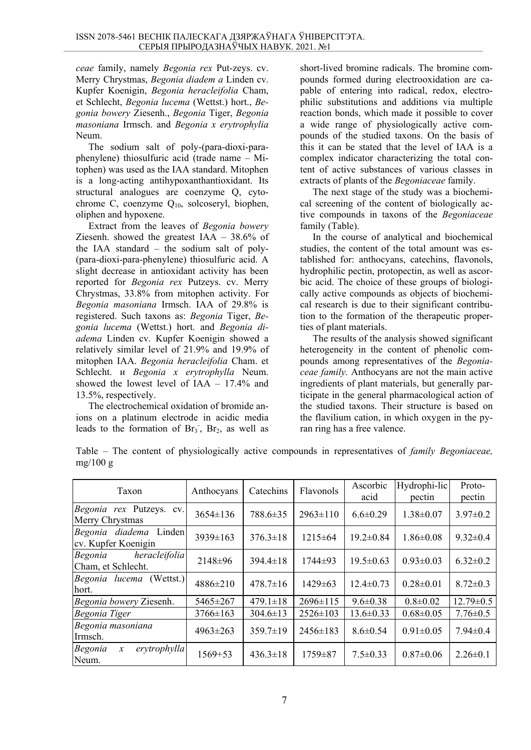*ceae* family, namely *Begonia rex* Put-zeys. cv. Merry Chrystmas, *Begonia diadem a* Linden cv. Kupfer Koenigin, *Begonia heracleifolia* Cham, et Schlecht, *Begonia lucema* (Wettst.) hort., *Begonia bowery* Ziesenh., *Begonia* Tiger, *Begonia masoniana* Irmsch. and *Begonia x erytrophylia* Neum.

The sodium salt of poly-(para-dioxi-para-phenylene) thiosulfuric acid (trade name – Mitophen) was used as the IAA standard. Mitophen is a long-acting antihypoxanthantioxidant. Its structural analogues are coenzyme Q, cytochrome C, coenzyme $Q_{10}$, solcoseryl, biophen, oliphen and hypoxene.

Extract from the leaves of *Begonia bowery* Ziesenh. showed the greatest IAA – 38.6% of the IAA standard – the sodium salt of poly-(para-dioxi-para-phenylene) thiosulfuric acid. A slight decrease in antioxidant activity has been reported for *Begonia rex* Putzeys. cv. Merry Chrystmas, 33.8% from mitophen activity. For *Begonia masoniana* Irmsch. IAA of 29.8% is registered. Such taxons as: *Begonia* Tiger, *Begonia lucema* (Wettst.) hort. and *Begonia diadema* Linden cv. Kupfer Koenigin showed a relatively similar level of 21.9% and 19.9% of mitophen IAA. *Begonia heracleifolia* Cham. et Schlecht. и *Begonia x erytrophylla* Neum. showed the lowest level of IAA – 17.4% and 13.5%, respectively.

The electrochemical oxidation of bromide anions on a platinum electrode in acidic media leads to the formation of $Br_3^-$, $Br_2$, as well as short-lived bromine radicals. The bromine compounds formed during electrooxidation are capable of entering into radical, redox, electrophilic substitutions and additions via multiple reaction bonds, which made it possible to cover a wide range of physiologically active compounds of the studied taxons. On the basis of this it can be stated that the level of IAA is a complex indicator characterizing the total content of active substances of various classes in extracts of plants of the *Begoniaceae* family.

The next stage of the study was a biochemical screening of the content of biologically active compounds in taxons of the *Begoniaceae* family (Table).

In the course of analytical and biochemical studies, the content of the total amount was established for: anthocyans, catechins, flavonols, hydrophilic pectin, protopectin, as well as ascorbic acid. The choice of these groups of biologically active compounds as objects of biochemical research is due to their significant contribution to the formation of the therapeutic properties of plant materials.

The results of the analysis showed significant heterogeneity in the content of phenolic compounds among representatives of the *Begoniaceae family.* Anthocyans are not the main active ingredients of plant materials, but generally participate in the general pharmacological action of the studied taxons. Their structure is based on the flavilium cation, in which oxygen in the pyran ring has a free valence.

Table – The content of physiologically active compounds in representatives of *family Begoniaceae,* mg/100 g

| Taxon | Anthocyans | Catechins | Flavonols | Ascorbic acid | Hydrophi-lic pectin | Proto-pectin |
|---|---|---|---|---|---|---|
| *Begonia rex* Putzeys. cv. Merry Chrystmas | 3654±136 | 788.6±35 | 2963±110 | 6.6±0.29 | 1.38±0.07 | 3.97±0.2 |
| *Begonia diadema* Linden cv. Kupfer Koenigin | 3939±163 | 376.3±18 | 1215±64 | 19.2±0.84 | 1.86±0.08 | 9.32±0.4 |
| *Begonia heracleifolia* Cham, et Schlecht. | 2148±96 | 394.4±18 | 1744±93 | 19.5±0.63 | 0.93±0.03 | 6.32±0.2 |
| *Begonia lucema* (Wettst.) hort. | 4886±210 | 478.7±16 | 1429±63 | 12.4±0.73 | 0.28±0.01 | 8.72±0.3 |
| *Begonia bowery* Ziesenh. | 5465±267 | 479.1±18 | 2696±115 | 9.6±0.38 | 0.8±0.02 | 12.79±0.5 |
| *Begonia Tiger* | 3766±163 | 304.6±13 | 2526±103 | 13.6±0.33 | 0.68±0.05 | 7.76±0.5 |
| *Begonia masoniana* Irmsch. | 4963±263 | 359.7±19 | 2456±183 | 8.6±0.54 | 0.91±0.05 | 7.94±0.4 |
| *Begonia x erytrophylla* Neum. | 1569+53 | 436.3±18 | 1759±87 | 7.5±0.33 | 0.87±0.06 | 2.26±0.1 |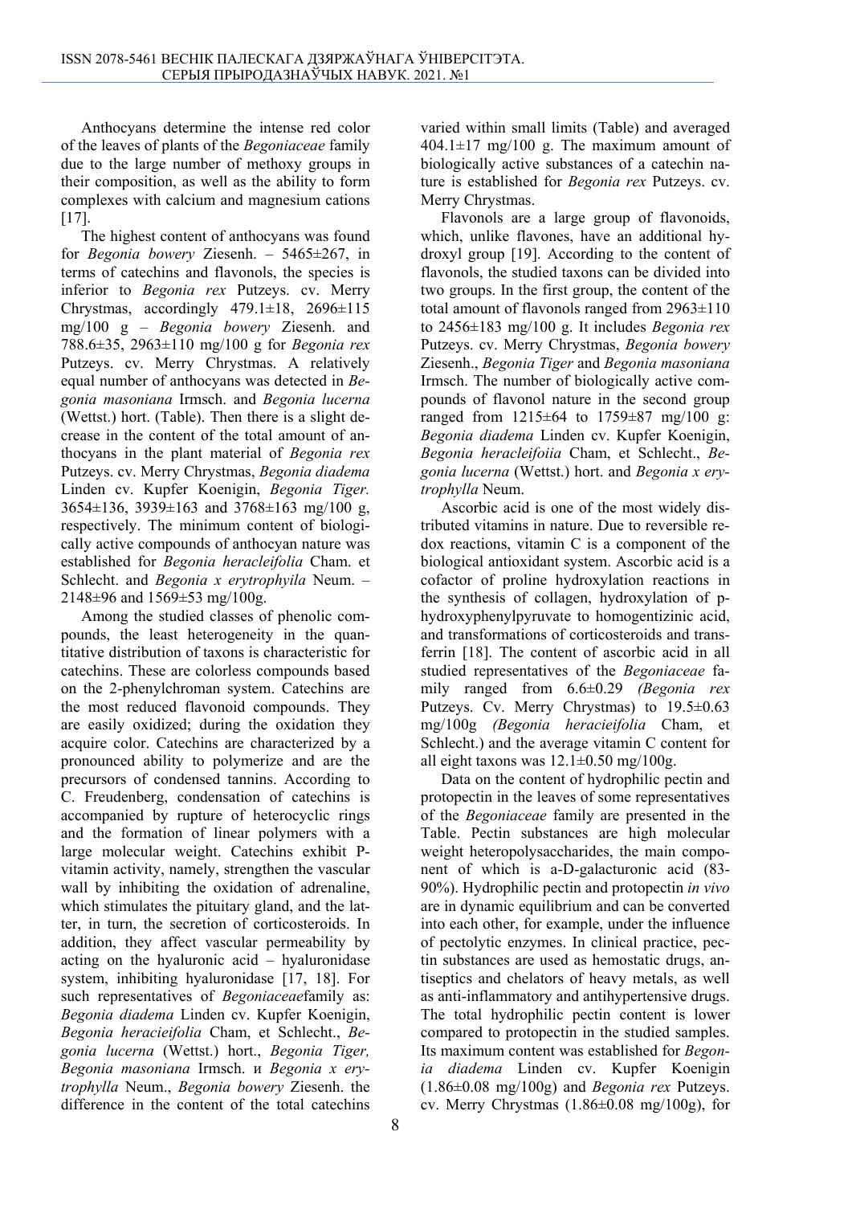Anthocyans determine the intense red color of the leaves of plants of the *Begoniaceae* family due to the large number of methoxy groups in their composition, as well as the ability to form complexes with calcium and magnesium cations [17].

The highest content of anthocyans was found for *Begonia bowery* Ziesenh. – 5465±267, in terms of catechins and flavonols, the species is inferior to *Begonia rex* Putzeys. cv. Merry Chrystmas, accordingly 479.1±18, 2696±115 mg/100 g – *Begonia bowery* Ziesenh. and 788.6±35, 2963±110 mg/100 g for *Begonia rex* Putzeys. cv. Merry Chrystmas. A relatively equal number of anthocyans was detected in *Begonia masoniana* Irmsch. and *Begonia lucerna* (Wettst.) hort. (Table). Then there is a slight decrease in the content of the total amount of anthocyans in the plant material of *Begonia rex* Putzeys. cv. Merry Chrystmas, *Begonia diadema* Linden cv. Kupfer Koenigin, *Begonia Tiger.* 3654±136, 3939±163 and 3768±163 mg/100 g, respectively. The minimum content of biologically active compounds of anthocyan nature was established for *Begonia heracleifolia* Cham. et Schlecht. and *Begonia x erytrophyila* Neum. – 2148±96 and 1569±53 mg/100g.

Among the studied classes of phenolic compounds, the least heterogeneity in the quantitative distribution of taxons is characteristic for catechins. These are colorless compounds based on the 2-phenylchroman system. Catechins are the most reduced flavonoid compounds. They are easily oxidized; during the oxidation they acquire color. Catechins are characterized by a pronounced ability to polymerize and are the precursors of condensed tannins. According to C. Freudenberg, condensation of catechins is accompanied by rupture of heterocyclic rings and the formation of linear polymers with a large molecular weight. Catechins exhibit P-vitamin activity, namely, strengthen the vascular wall by inhibiting the oxidation of adrenaline, which stimulates the pituitary gland, and the latter, in turn, the secretion of corticosteroids. In addition, they affect vascular permeability by acting on the hyaluronic acid – hyaluronidase system, inhibiting hyaluronidase [17, 18]. For such representatives of *Begoniaceae*family as: *Begonia diadema* Linden cv. Kupfer Koenigin, *Begonia heracieifolia* Cham, et Schlecht., *Begonia lucerna* (Wettst.) hort., *Begonia Tiger, Begonia masoniana* Irmsch. и *Begonia x erytrophylla* Neum., *Begonia bowery* Ziesenh. the difference in the content of the total catechins varied within small limits (Table) and averaged 404.1±17 mg/100 g. The maximum amount of biologically active substances of a catechin nature is established for *Begonia rex* Putzeys. cv. Merry Chrystmas.

Flavonols are a large group of flavonoids, which, unlike flavones, have an additional hydroxyl group [19]. According to the content of flavonols, the studied taxons can be divided into two groups. In the first group, the content of the total amount of flavonols ranged from 2963±110 to 2456±183 mg/100 g. It includes *Begonia rex* Putzeys. cv. Merry Chrystmas, *Begonia bowery* Ziesenh., *Begonia Tiger* and *Begonia masoniana* Irmsch. The number of biologically active compounds of flavonol nature in the second group ranged from 1215±64 to 1759±87 mg/100 g: *Begonia diadema* Linden cv. Kupfer Koenigin, *Begonia heracleifoiia* Cham, et Schlecht., *Begonia lucerna* (Wettst.) hort. and *Begonia x erytrophylla* Neum.

Ascorbic acid is one of the most widely distributed vitamins in nature. Due to reversible redox reactions, vitamin C is a component of the biological antioxidant system. Ascorbic acid is a cofactor of proline hydroxylation reactions in the synthesis of collagen, hydroxylation of p-hydroxyphenylpyruvate to homogentizinic acid, and transformations of corticosteroids and transferrin [18]. The content of ascorbic acid in all studied representatives of the *Begoniaceae* family ranged from 6.6±0.29 *(Begonia rex* Putzeys. Cv. Merry Chrystmas) to 19.5±0.63 mg/100g *(Begonia heracieifolia* Cham, et Schlecht.) and the average vitamin C content for all eight taxons was 12.1±0.50 mg/100g.

Data on the content of hydrophilic pectin and protopectin in the leaves of some representatives of the *Begoniaceae* family are presented in the Table. Pectin substances are high molecular weight heteropolysaccharides, the main component of which is a-D-galacturonic acid (83-90%). Hydrophilic pectin and protopectin *in vivo* are in dynamic equilibrium and can be converted into each other, for example, under the influence of pectolytic enzymes. In clinical practice, pectin substances are used as hemostatic drugs, antiseptics and chelators of heavy metals, as well as anti-inflammatory and antihypertensive drugs. The total hydrophilic pectin content is lower compared to protopectin in the studied samples. Its maximum content was established for *Begonia diadema* Linden cv. Kupfer Koenigin (1.86±0.08 mg/100g) and *Begonia rex* Putzeys. cv. Merry Chrystmas (1.86±0.08 mg/100g), for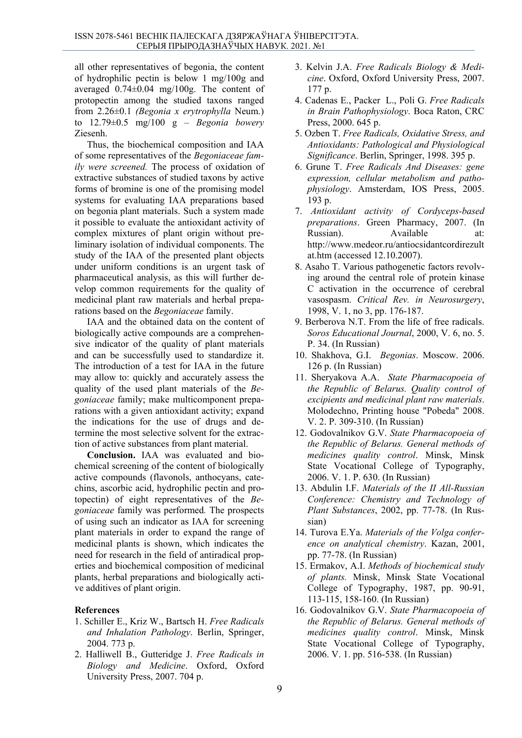all other representatives of begonia, the content of hydrophilic pectin is below 1 mg/100g and averaged 0.74±0.04 mg/100g. The content of protopectin among the studied taxons ranged from 2.26±0.1 *(Begonia x erytrophylla* Neum.) to 12.79±0.5 mg/100 g – *Begonia bowery* Ziesenh.

Thus, the biochemical composition and IAA of some representatives of the *Begoniaceae family were screened.* The process of oxidation of extractive substances of studied taxons by active forms of bromine is one of the promising model systems for evaluating IAA preparations based on begonia plant materials. Such a system made it possible to evaluate the antioxidant activity of complex mixtures of plant origin without preliminary isolation of individual components. The study of the IAA of the presented plant objects under uniform conditions is an urgent task of pharmaceutical analysis, as this will further develop common requirements for the quality of medicinal plant raw materials and herbal preparations based on the *Begoniaceae* family.

IAA and the obtained data on the content of biologically active compounds are a comprehensive indicator of the quality of plant materials and can be successfully used to standardize it. The introduction of a test for IAA in the future may allow to: quickly and accurately assess the quality of the used plant materials of the *Begoniaceae* family; make multicomponent preparations with a given antioxidant activity; expand the indications for the use of drugs and determine the most selective solvent for the extraction of active substances from plant material.

**Conclusion.** IAA was evaluated and biochemical screening of the content of biologically active compounds (flavonols, anthocyans, catechins, ascorbic acid, hydrophilic pectin and protopectin) of eight representatives of the *Begoniaceae* family was performed*.* The prospects of using such an indicator as IAA for screening plant materials in order to expand the range of medicinal plants is shown, which indicates the need for research in the field of antiradical properties and biochemical composition of medicinal plants, herbal preparations and biologically active additives of plant origin.

## References

1. Schiller E., Kriz W., Bartsch H. *Free Radicals and Inhalation Pathology*. Berlin, Springer, 2004. 773 p.
2. Halliwell B., Gutteridge J. *Free Radicals in Biology and Medicine*. Oxford, Oxford University Press, 2007. 704 p.
3. Kelvin J.A. *Free Radicals Biology & Medicine*. Oxford, Oxford University Press, 2007. 177 p.
4. Cadenas E., Packer L., Poli G. *Free Radicals in Brain Pathophysiology*. Boca Raton, CRC Press, 2000. 645 p.
5. Ozben T. *Free Radicals, Oxidative Stress, and Antioxidants: Pathological and Physiological Significance*. Berlin, Springer, 1998. 395 p.
6. Grune T. *Free Radicals And Diseases: gene expression, cellular metabolism and pathophysiology*. Amsterdam, IOS Press, 2005. 193 p.
7. *Antioxidant activity of Cordyceps-based preparations*. Green Pharmacy, 2007. (In Russian). Available at: http://www.medeor.ru/antiocsidantcordirezultat.htm (accessed 12.10.2007).
8. Asaho T. Various pathogenetic factors revolving around the central role of protein kinase C activation in the occurrence of cerebral vasospasm. *Critical Rev. in Neurosurgery*, 1998, V. 1, no 3, pp. 176-187.
9. Berberova N.T. From the life of free radicals. *Soros Educational Journal*, 2000, V. 6, no. 5. P. 34. (In Russian)
10. Shakhova, G.I. *Begonias*. Moscow. 2006. 126 p. (In Russian)
11. Sheryakova A.A. *State Pharmacopoeia of the Republic of Belarus. Quality control of excipients and medicinal plant raw materials*. Molodechno, Printing house "Pobeda" 2008. V. 2. P. 309-310. (In Russian)
12. Godovalnikov G.V. *State Pharmacopoeia of the Republic of Belarus. General methods of medicines quality control*. Minsk, Minsk State Vocational College of Typography, 2006. V. 1. P. 630. (In Russian)
13. Abdulin I.F. *Materials of the II All-Russian Conference: Chemistry and Technology of Plant Substances*, 2002, pp. 77-78. (In Russian)
14. Turova E.Ya. *Materials of the Volga conference on analytical chemistry*. Kazan, 2001, pp. 77-78. (In Russian)
15. Ermakov, A.I. *Methods of biochemical study of plants.* Minsk, Minsk State Vocational College of Typography, 1987, pp. 90-91, 113-115, 158-160. (In Russian)
16. Godovalnikov G.V. *State Pharmacopoeia of the Republic of Belarus. General methods of medicines quality control*. Minsk, Minsk State Vocational College of Typography, 2006. V. 1. pp. 516-538. (In Russian)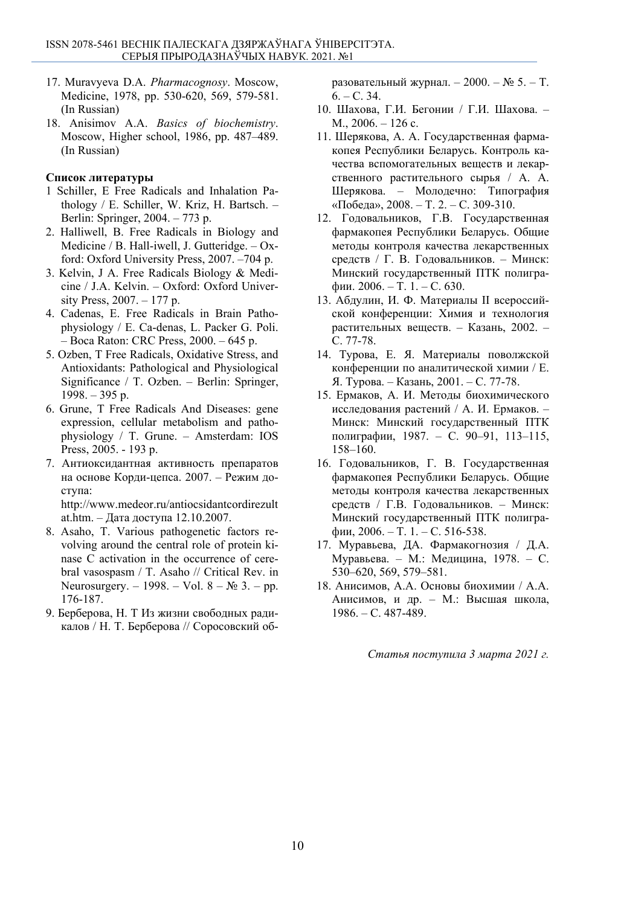17. Muravyeva D.A. *Pharmacognosy*. Moscow, Medicine, 1978, pp. 530-620, 569, 579-581. (In Russian)
18. Anisimov A.A. *Basics of biochemistry*. Moscow, Higher school, 1986, pp. 487–489. (In Russian)

**Список литературы**

1 Schiller, E Free Radicals and Inhalation Pathology / E. Schiller, W. Kriz, H. Bartsch. – Berlin: Springer, 2004. – 773 p.
2. Halliwell, B. Free Radicals in Biology and Medicine / B. Hall-iwell, J. Gutteridge. – Oxford: Oxford University Press, 2007. –704 p.
3. Kelvin, J A. Free Radicals Biology & Medicine / J.A. Kelvin. – Oxford: Oxford University Press, 2007. – 177 p.
4. Cadenas, E. Free Radicals in Brain Pathophysiology / E. Ca-denas, L. Packer G. Poli. – Boca Raton: CRC Press, 2000. – 645 p.
5. Ozben, T Free Radicals, Oxidative Stress, and Antioxidants: Pathological and Physiological Significance / T. Ozben. – Berlin: Springer, 1998. – 395 p.
6. Grune, T Free Radicals And Diseases: gene expression, cellular metabolism and pathophysiology / T. Grune. – Amsterdam: IOS Press, 2005. - 193 p.
7. Антиоксидантная активность препаратов на основе Корди-цепса. 2007. – Режим доступа: http://www.medeor.ru/antiocsidantcordirezultat.htm. – Дата доступа 12.10.2007.
8. Asaho, T. Various pathogenetic factors revolving around the central role of protein kinase C activation in the occurrence of cerebral vasospasm / T. Asaho // Critical Rev. in Neurosurgery. – 1998. – Vol. 8 – № 3. – pp. 176-187.
9. Берберова, Н. Т Из жизни свободных радикалов / Н. Т. Берберова // Соросовский образовательный журнал. – 2000. – № 5. – Т. 6. – С. 34.
10. Шахова, Г.И. Бегонии / Г.И. Шахова. – М., 2006. – 126 с.
11. Шерякова, А. А. Государственная фармакопея Республики Беларусь. Контроль качества вспомогательных веществ и лекарственного растительного сырья / А. А. Шерякова. – Молодечно: Типография «Победа», 2008. – Т. 2. – С. 309-310.
12. Годовальников, Г.В. Государственная фармакопея Республики Беларусь. Общие методы контроля качества лекарственных средств / Г. В. Годовальников. – Минск: Минский государственный ПТК полиграфии. 2006. – Т. 1. – С. 630.
13. Абдулин, И. Ф. Материалы II всероссийской конференции: Химия и технология растительных веществ. – Казань, 2002. – С. 77-78.
14. Турова, Е. Я. Материалы поволжской конференции по аналитической химии / Е. Я. Турова. – Казань, 2001. – С. 77-78.
15. Ермаков, А. И. Методы биохимического исследования растений / А. И. Ермаков. – Минск: Минский государственный ПТК полиграфии, 1987. – С. 90–91, 113–115, 158–160.
16. Годовальников, Г. В. Государственная фармакопея Республики Беларусь. Общие методы контроля качества лекарственных средств / Г.В. Годовальников. – Минск: Минский государственный ПТК полиграфии, 2006. – Т. 1. – С. 516-538.
17. Муравьева, ДА. Фармакогнозия / Д.А. Муравьева. – М.: Медицина, 1978. – С. 530–620, 569, 579–581.
18. Анисимов, А.А. Основы биохимии / А.А. Анисимов, и др. – М.: Высшая школа, 1986. – С. 487-489.

*Статья поступила 3 марта 2021 г.*